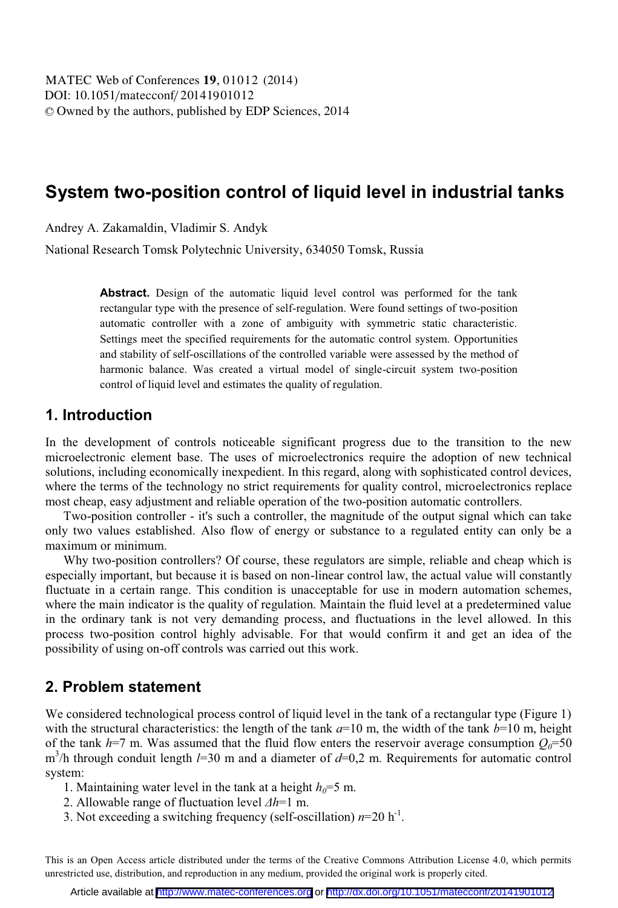# System two-position control of liquid level in industrial tanks

Andrey A. Zakamaldin, Vladimir S. Andyk

National Research Tomsk Polytechnic University, 634050 Tomsk, Russia

> **Abstract.** Design of the automatic liquid level control was performed for the tank rectangular type with the presence of self-regulation. Were found settings of two-position automatic controller with a zone of ambiguity with symmetric static characteristic. Settings meet the specified requirements for the automatic control system. Opportunities and stability of self-oscillations of the controlled variable were assessed by the method of harmonic balance. Was created a virtual model of single-circuit system two-position control of liquid level and estimates the quality of regulation.

## 1. Introduction

In the development of controls noticeable significant progress due to the transition to the new microelectronic element base. The uses of microelectronics require the adoption of new technical solutions, including economically inexpedient. In this regard, along with sophisticated control devices, where the terms of the technology no strict requirements for quality control, microelectronics replace most cheap, easy adjustment and reliable operation of the two-position automatic controllers.

Two-position controller - it's such a controller, the magnitude of the output signal which can take only two values established. Also flow of energy or substance to a regulated entity can only be a maximum or minimum.

Why two-position controllers? Of course, these regulators are simple, reliable and cheap which is especially important, but because it is based on non-linear control law, the actual value will constantly fluctuate in a certain range. This condition is unacceptable for use in modern automation schemes, where the main indicator is the quality of regulation. Maintain the fluid level at a predetermined value in the ordinary tank is not very demanding process, and fluctuations in the level allowed. In this process two-position control highly advisable. For that would confirm it and get an idea of the possibility of using on-off controls was carried out this work.

## 2. Problem statement

We considered technological process control of liquid level in the tank of a rectangular type (Figure 1) with the structural characteristics: the length of the tank $a$=10 m, the width of the tank $b$=10 m, height of the tank $h$=7 m. Was assumed that the fluid flow enters the reservoir average consumption $Q_0$=50 $m^3$/h through conduit length $l$=30 m and a diameter of $d$=0,2 m. Requirements for automatic control system:

1. Maintaining water level in the tank at a height $h_0$=5 m.
2. Allowable range of fluctuation level $\Delta h$=1 m.
3. Not exceeding a switching frequency (self-oscillation) $n$=20 $h^{-1}$.

This is an Open Access article distributed under the terms of the Creative Commons Attribution License 4.0, which permits unrestricted use, distribution, and reproduction in any medium, provided the original work is properly cited.

Article available at http://www.matec-conferences.org or http://dx.doi.org/10.1051/matecconf/20141901012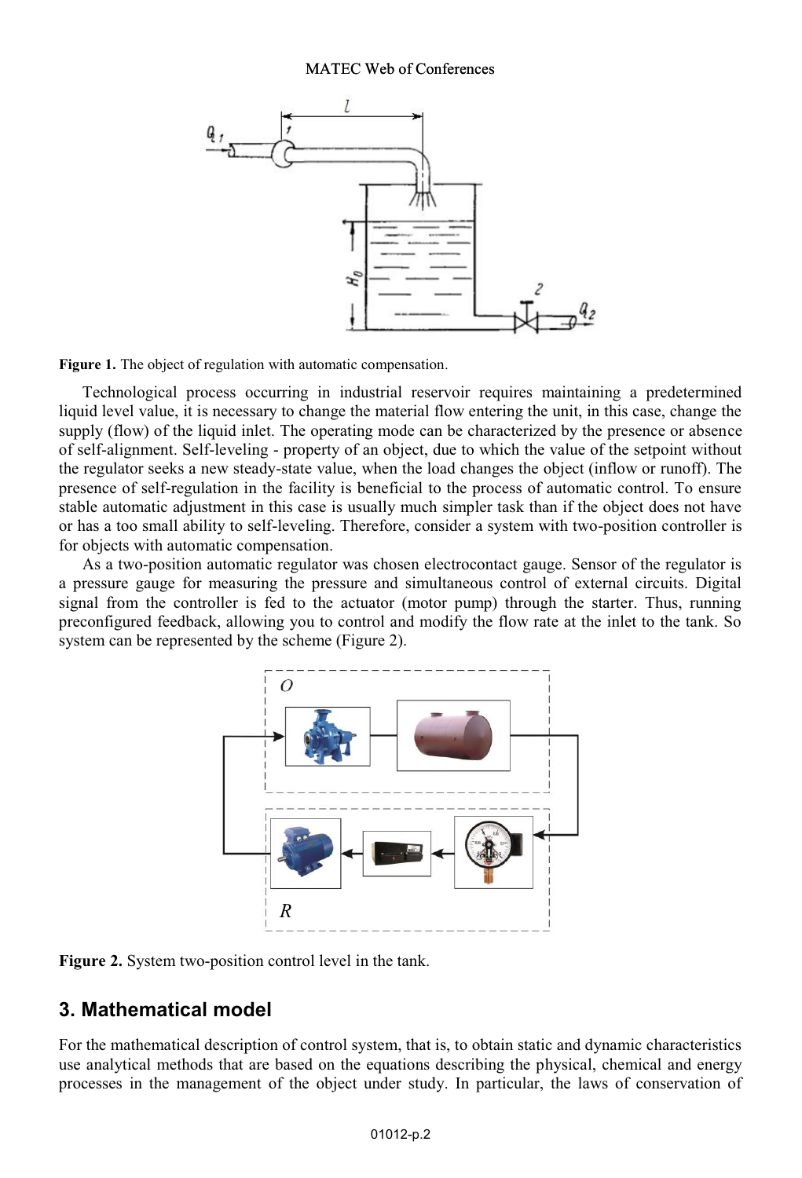Figure 1. The object of regulation with automatic compensation.

Technological process occurring in industrial reservoir requires maintaining a predetermined liquid level value, it is necessary to change the material flow entering the unit, in this case, change the supply (flow) of the liquid inlet. The operating mode can be characterized by the presence or absence of self-alignment. Self-leveling - property of an object, due to which the value of the setpoint without the regulator seeks a new steady-state value, when the load changes the object (inflow or runoff). The presence of self-regulation in the facility is beneficial to the process of automatic control. To ensure stable automatic adjustment in this case is usually much simpler task than if the object does not have or has a too small ability to self-leveling. Therefore, consider a system with two-position controller is for objects with automatic compensation.

As a two-position automatic regulator was chosen electrocontact gauge. Sensor of the regulator is a pressure gauge for measuring the pressure and simultaneous control of external circuits. Digital signal from the controller is fed to the actuator (motor pump) through the starter. Thus, running preconfigured feedback, allowing you to control and modify the flow rate at the inlet to the tank. So system can be represented by the scheme (Figure 2).

Figure 2. System two-position control level in the tank.

## 3. Mathematical model

For the mathematical description of control system, that is, to obtain static and dynamic characteristics use analytical methods that are based on the equations describing the physical, chemical and energy processes in the management of the object under study. In particular, the laws of conservation of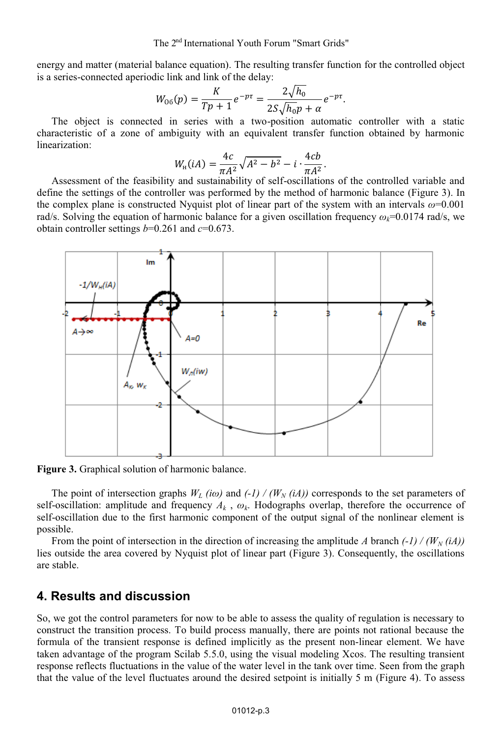energy and matter (material balance equation). The resulting transfer function for the controlled object is a series-connected aperiodic link and link of the delay:

$$W_{06}(p) = \frac{K}{Tp + 1} e^{-p\tau} = \frac{2\sqrt{h_0}}{2S\sqrt{h_0}p + \alpha} e^{-p\tau}.$$

The object is connected in series with a two-position automatic controller with a static characteristic of a zone of ambiguity with an equivalent transfer function obtained by harmonic linearization:

$$W_{\text{н}}(iA) = \frac{4c}{\pi A^2}\sqrt{A^2 - b^2} - i \cdot \frac{4cb}{\pi A^2}.$$

Assessment of the feasibility and sustainability of self-oscillations of the controlled variable and define the settings of the controller was performed by the method of harmonic balance (Figure 3). In the complex plane is constructed Nyquist plot of linear part of the system with an intervals $\omega$=0.001 rad/s. Solving the equation of harmonic balance for a given oscillation frequency $\omega_k$=0.0174 rad/s, we obtain controller settings $b$=0.261 and $c$=0.673.

**Figure 3.** Graphical solution of harmonic balance.

The point of intersection graphs $W_L(i\omega)$ and $(-1) / (W_N(iA))$ corresponds to the set parameters of self-oscillation: amplitude and frequency $A_k$ , $\omega_k$. Hodographs overlap, therefore the occurrence of self-oscillation due to the first harmonic component of the output signal of the nonlinear element is possible.

From the point of intersection in the direction of increasing the amplitude $A$ branch $(-1) / (W_N(iA))$ lies outside the area covered by Nyquist plot of linear part (Figure 3). Consequently, the oscillations are stable.

## 4. Results and discussion

So, we got the control parameters for now to be able to assess the quality of regulation is necessary to construct the transition process. To build process manually, there are points not rational because the formula of the transient response is defined implicitly as the present non-linear element. We have taken advantage of the program Scilab 5.5.0, using the visual modeling Xcos. The resulting transient response reflects fluctuations in the value of the water level in the tank over time. Seen from the graph that the value of the level fluctuates around the desired setpoint is initially 5 m (Figure 4). To assess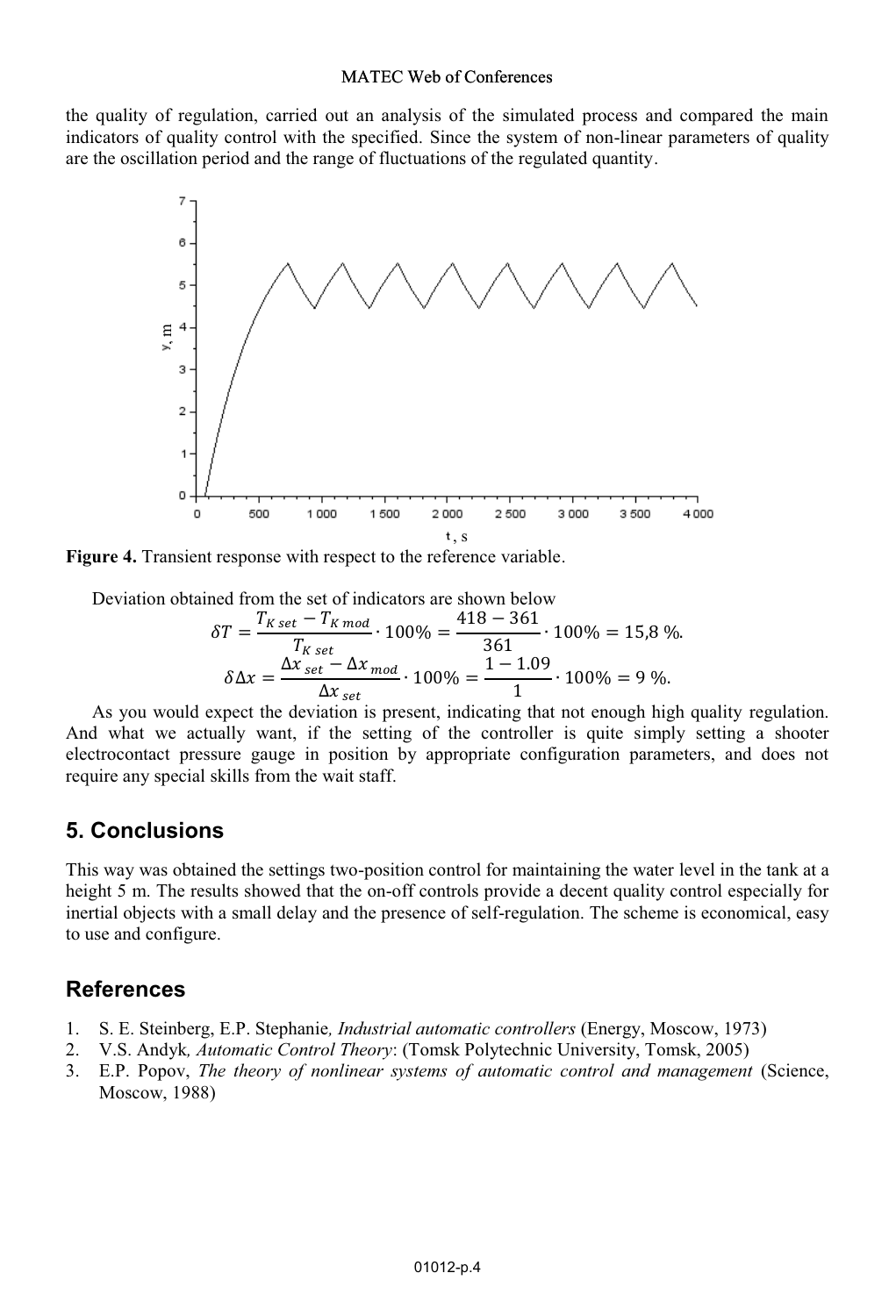the quality of regulation, carried out an analysis of the simulated process and compared the main indicators of quality control with the specified. Since the system of non-linear parameters of quality are the oscillation period and the range of fluctuations of the regulated quantity.

y, m

t, s

**Figure 4.** Transient response with respect to the reference variable.

Deviation obtained from the set of indicators are shown below

$$\delta T = \frac{T_{K\,set} - T_{K\,mod}}{T_{K\,set}} \cdot 100\% = \frac{418 - 361}{361} \cdot 100\% = 15{,}8\ \%.$$

$$\delta \Delta x = \frac{\Delta x_{set} - \Delta x_{mod}}{\Delta x_{set}} \cdot 100\% = \frac{1 - 1.09}{1} \cdot 100\% = 9\ \%.$$

As you would expect the deviation is present, indicating that not enough high quality regulation. And what we actually want, if the setting of the controller is quite simply setting a shooter electrocontact pressure gauge in position by appropriate configuration parameters, and does not require any special skills from the wait staff.

## 5. Conclusions

This way was obtained the settings two-position control for maintaining the water level in the tank at a height 5 m. The results showed that the on-off controls provide a decent quality control especially for inertial objects with a small delay and the presence of self-regulation. The scheme is economical, easy to use and configure.

## References

1. S. E. Steinberg, E.P. Stephanie, *Industrial automatic controllers* (Energy, Moscow, 1973)
2. V.S. Andyk, *Automatic Control Theory*: (Tomsk Polytechnic University, Tomsk, 2005)
3. E.P. Popov, *The theory of nonlinear systems of automatic control and management* (Science, Moscow, 1988)